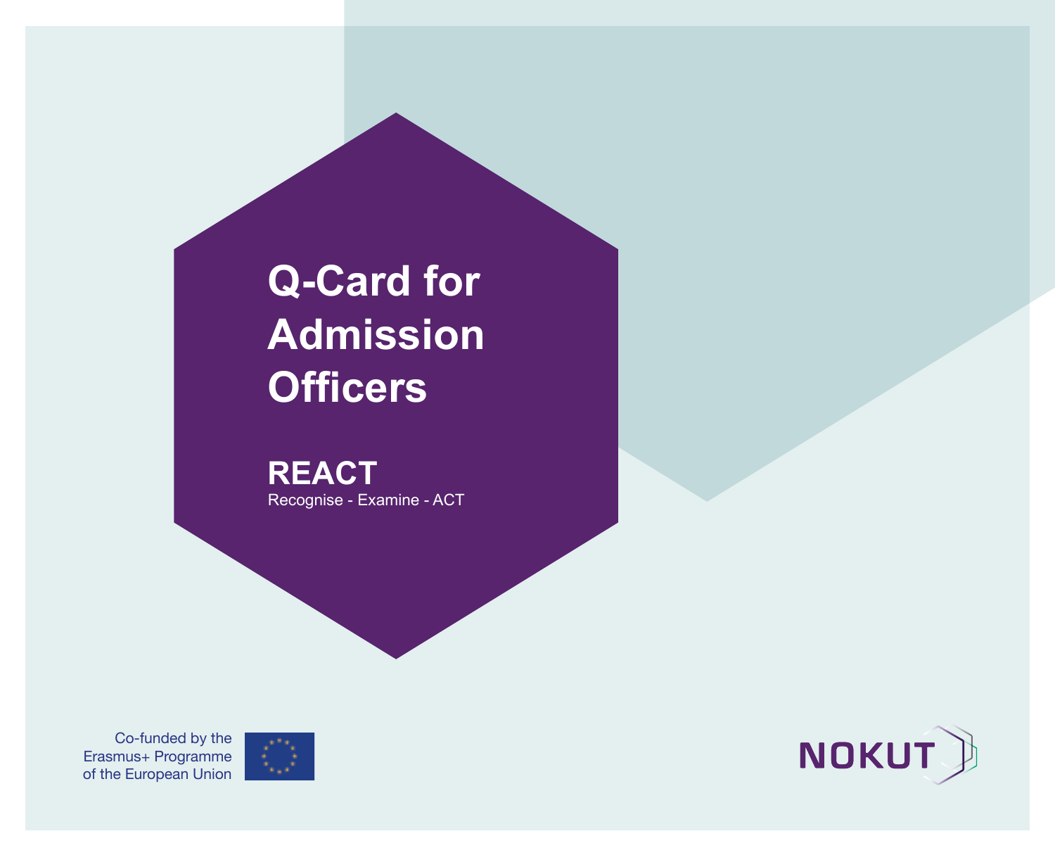# Q-Card for Admission Officers

## REACT

Recognise - Examine - ACT

Co-funded by the Erasmus+ Programme of the European Union

NOKUT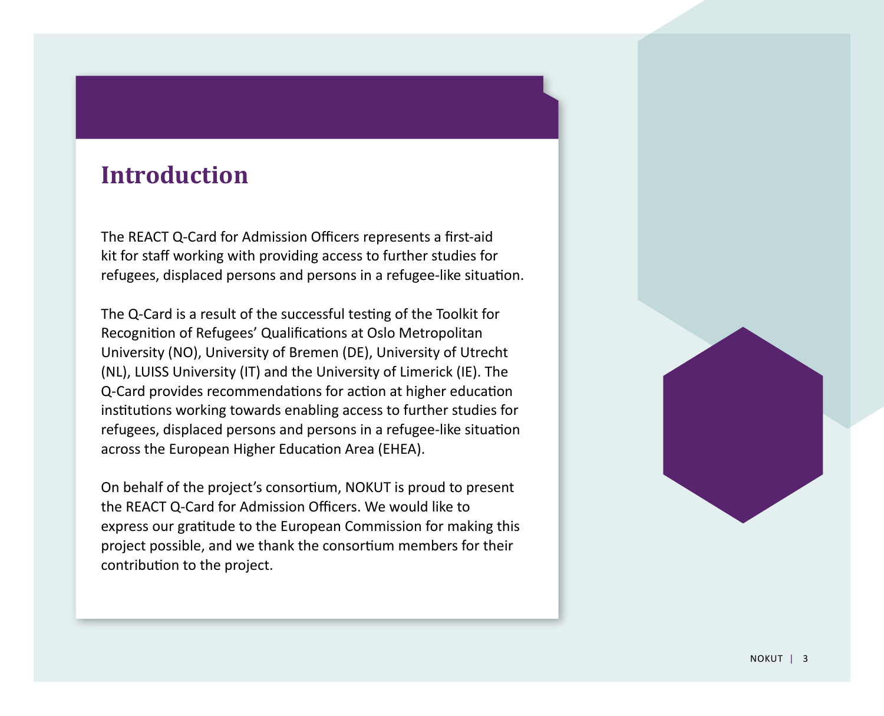# Introduction

The REACT Q-Card for Admission Officers represents a first-aid kit for staff working with providing access to further studies for refugees, displaced persons and persons in a refugee-like situation.

The Q-Card is a result of the successful testing of the Toolkit for Recognition of Refugees' Qualifications at Oslo Metropolitan University (NO), University of Bremen (DE), University of Utrecht (NL), LUISS University (IT) and the University of Limerick (IE). The Q-Card provides recommendations for action at higher education institutions working towards enabling access to further studies for refugees, displaced persons and persons in a refugee-like situation across the European Higher Education Area (EHEA).

On behalf of the project's consortium, NOKUT is proud to present the REACT Q-Card for Admission Officers. We would like to express our gratitude to the European Commission for making this project possible, and we thank the consortium members for their contribution to the project.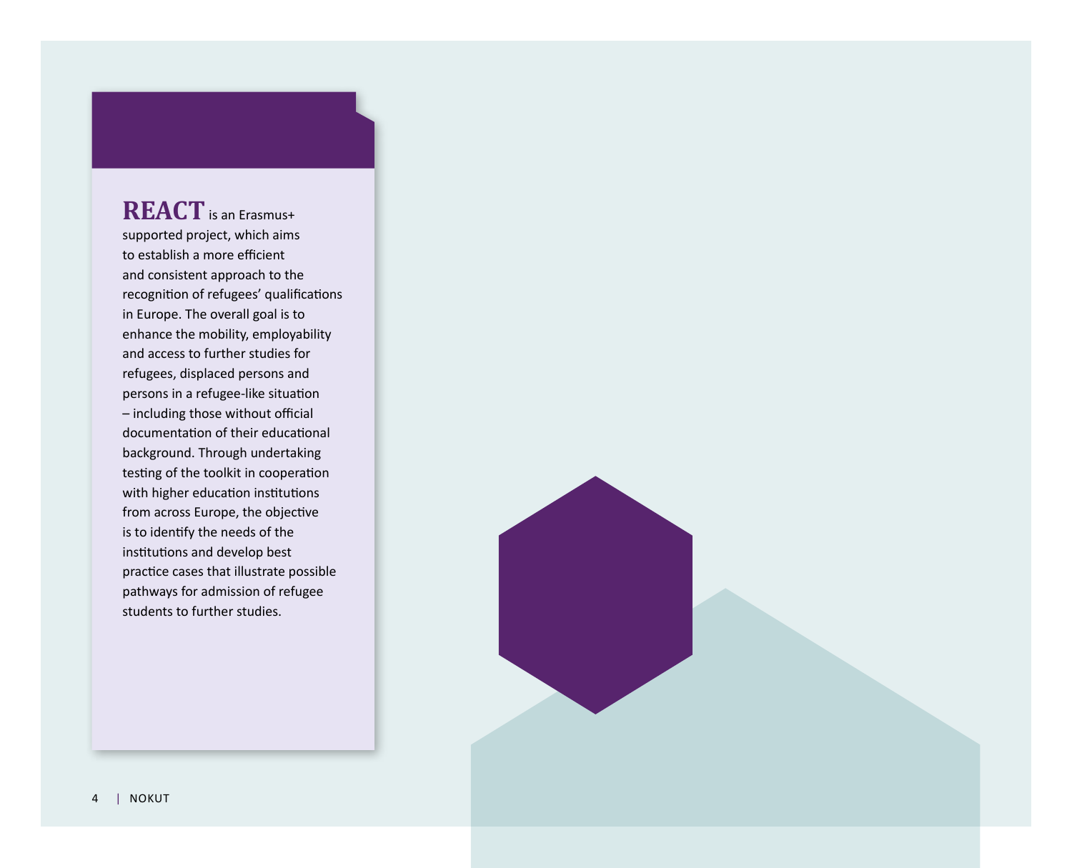**REACT** is an Erasmus+ supported project, which aims to establish a more efficient and consistent approach to the recognition of refugees' qualifications in Europe. The overall goal is to enhance the mobility, employability and access to further studies for refugees, displaced persons and persons in a refugee-like situation – including those without official documentation of their educational background. Through undertaking testing of the toolkit in cooperation with higher education institutions from across Europe, the objective is to identify the needs of the institutions and develop best practice cases that illustrate possible pathways for admission of refugee students to further studies.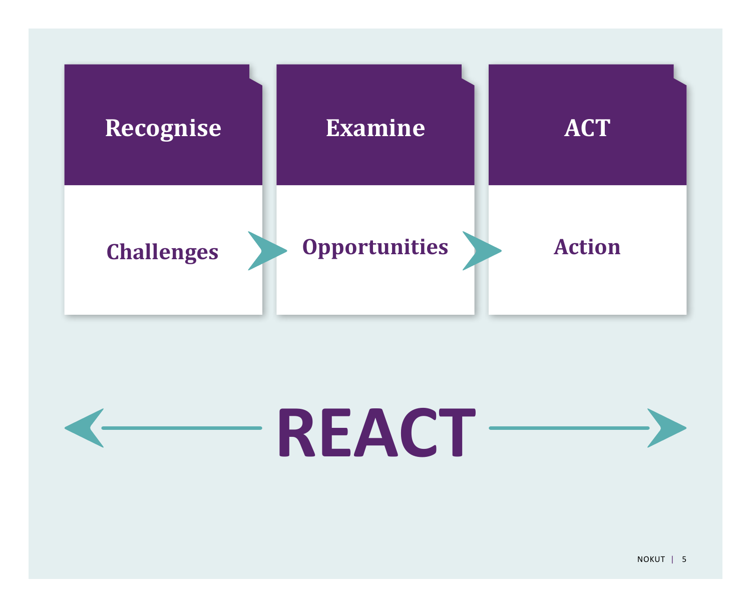| Recognise | Examine | ACT |
| --- | --- | --- |
| Challenges | Opportunities | Action |

# REACT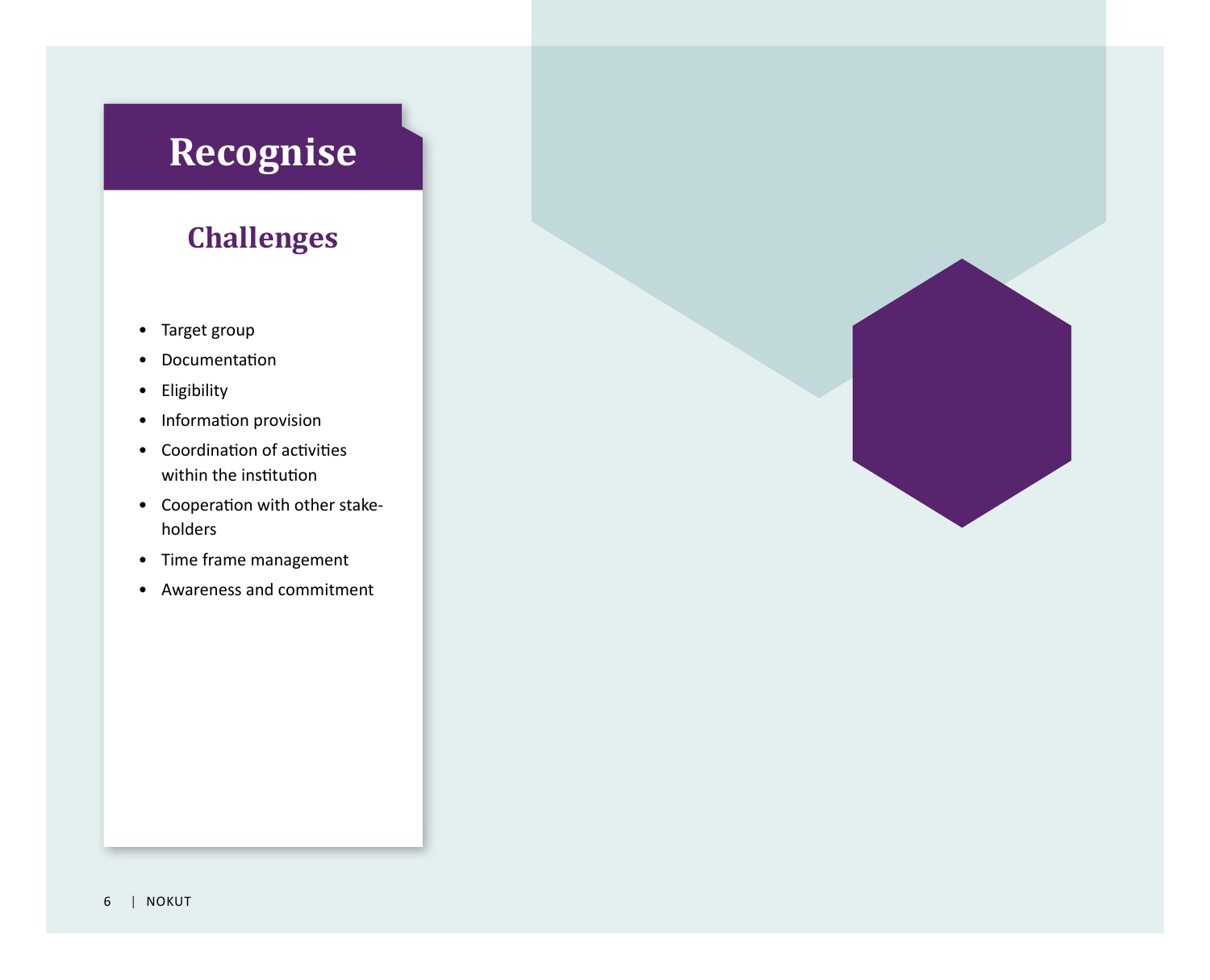# Recognise

## Challenges

- Target group
- Documentation
- Eligibility
- Information provision
- Coordination of activities within the institution
- Cooperation with other stakeholders
- Time frame management
- Awareness and commitment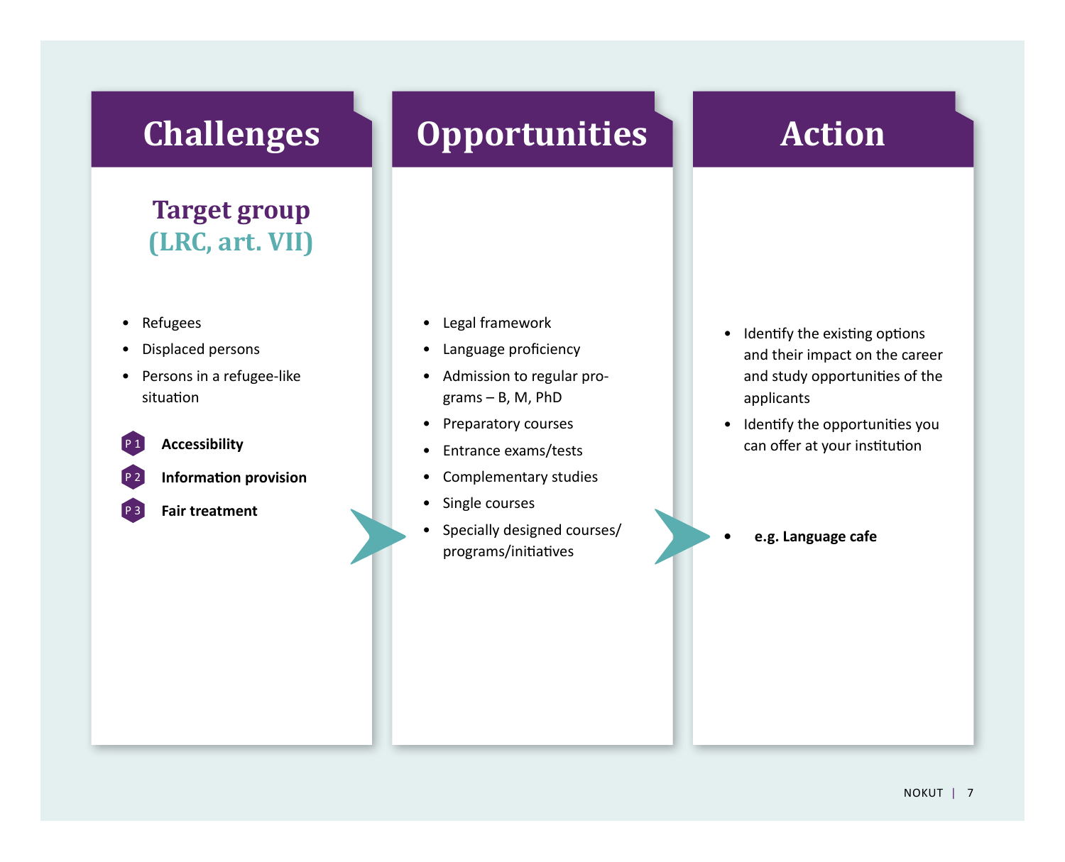## Challenges

### Target group (LRC, art. VII)

- Refugees
- Displaced persons
- Persons in a refugee-like situation

P 1 **Accessibility**

P 2 **Information provision**

P 3 **Fair treatment**

## Opportunities

- Legal framework
- Language proficiency
- Admission to regular programs – B, M, PhD
- Preparatory courses
- Entrance exams/tests
- Complementary studies
- Single courses
- Specially designed courses/programs/initiatives

## Action

- Identify the existing options and their impact on the career and study opportunities of the applicants
- Identify the opportunities you can offer at your institution

- **e.g. Language cafe**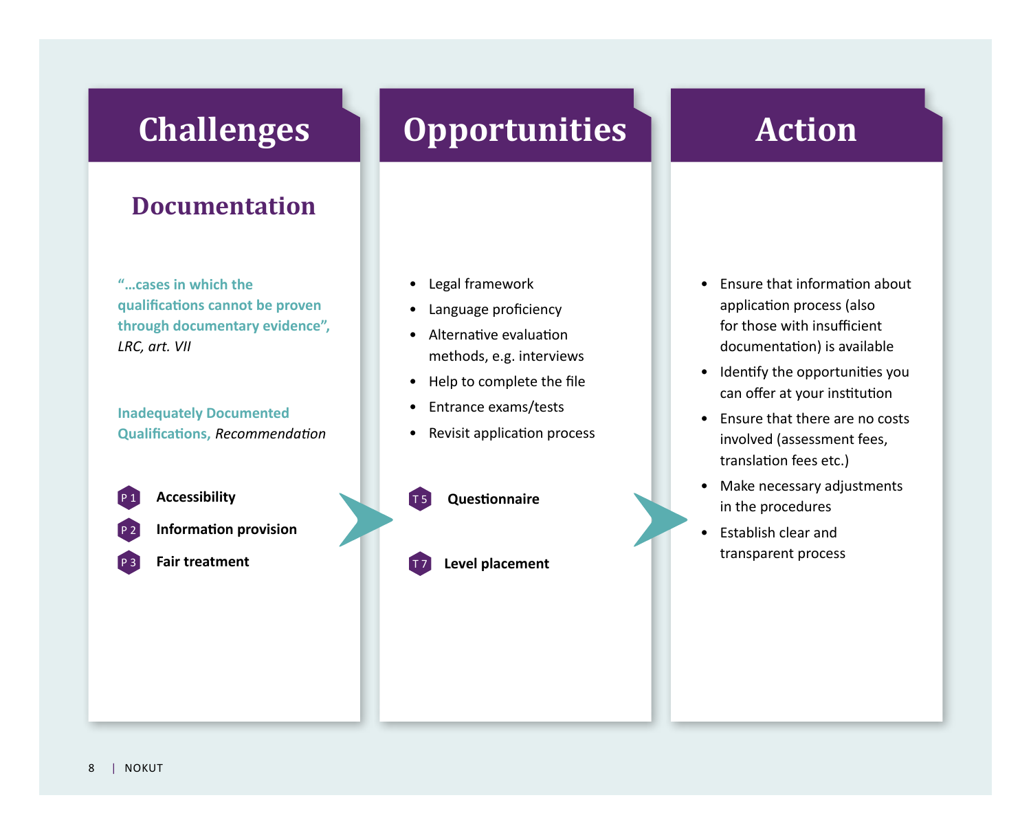## Challenges

### Documentation

**"…cases in which the qualifications cannot be proven through documentary evidence",** *LRC, art. VII*

**Inadequately Documented Qualifications,** *Recommendation*

- P 1 **Accessibility**
- P 2 **Information provision**
- P 3 **Fair treatment**

## Opportunities

- Legal framework
- Language proficiency
- Alternative evaluation methods, e.g. interviews
- Help to complete the file
- Entrance exams/tests
- Revisit application process

- T 5 **Questionnaire**
- T 7 **Level placement**

## Action

- Ensure that information about application process (also for those with insufficient documentation) is available
- Identify the opportunities you can offer at your institution
- Ensure that there are no costs involved (assessment fees, translation fees etc.)
- Make necessary adjustments in the procedures
- Establish clear and transparent process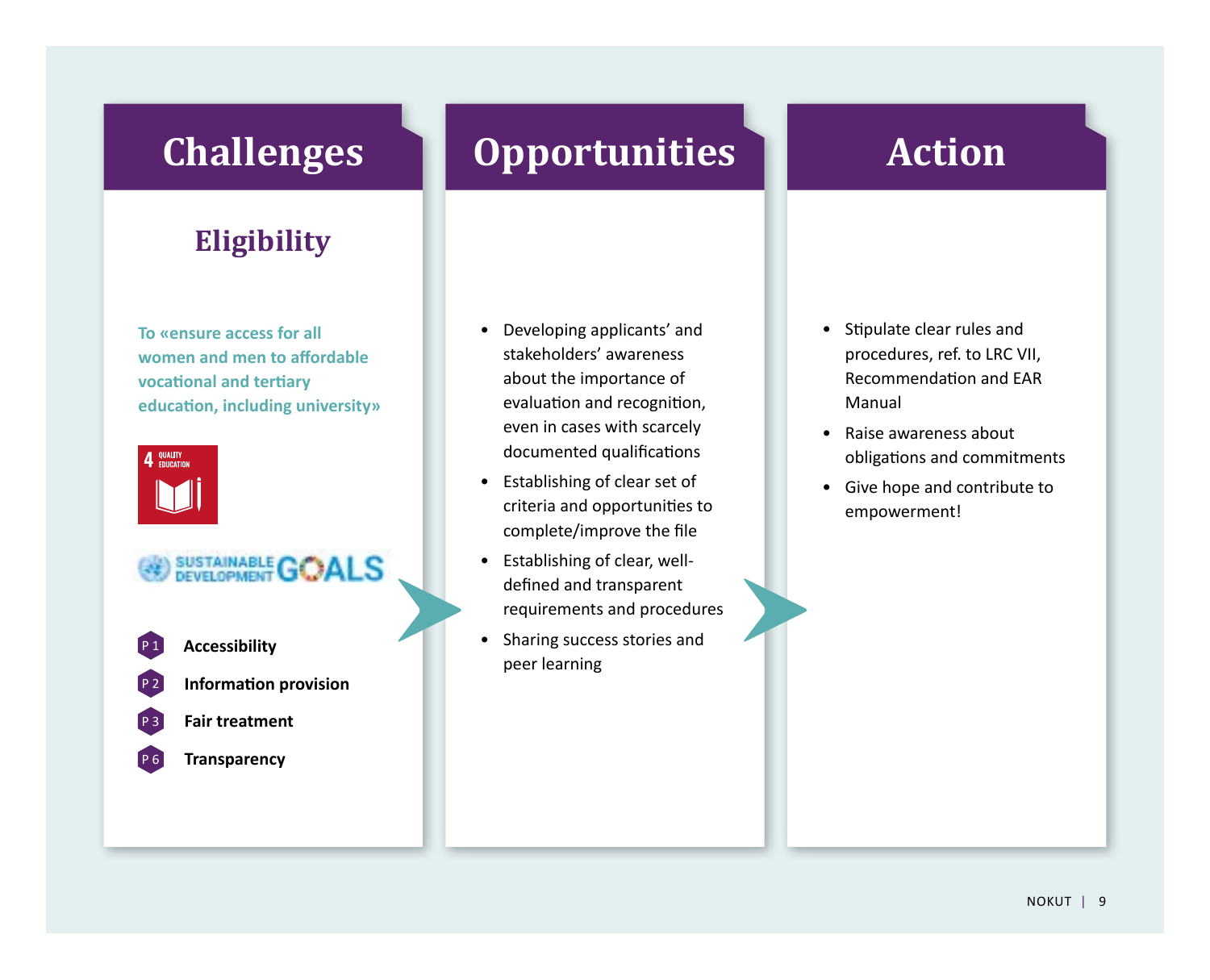## Challenges

### Eligibility

To «ensure access for all women and men to affordable vocational and tertiary education, including university»

4 QUALITY EDUCATION

SUSTAINABLE DEVELOPMENT GOALS

- P 1 **Accessibility**
- P 2 **Information provision**
- P 3 **Fair treatment**
- P 6 **Transparency**

## Opportunities

- Developing applicants' and stakeholders' awareness about the importance of evaluation and recognition, even in cases with scarcely documented qualifications
- Establishing of clear set of criteria and opportunities to complete/improve the file
- Establishing of clear, well-defined and transparent requirements and procedures
- Sharing success stories and peer learning

## Action

- Stipulate clear rules and procedures, ref. to LRC VII, Recommendation and EAR Manual
- Raise awareness about obligations and commitments
- Give hope and contribute to empowerment!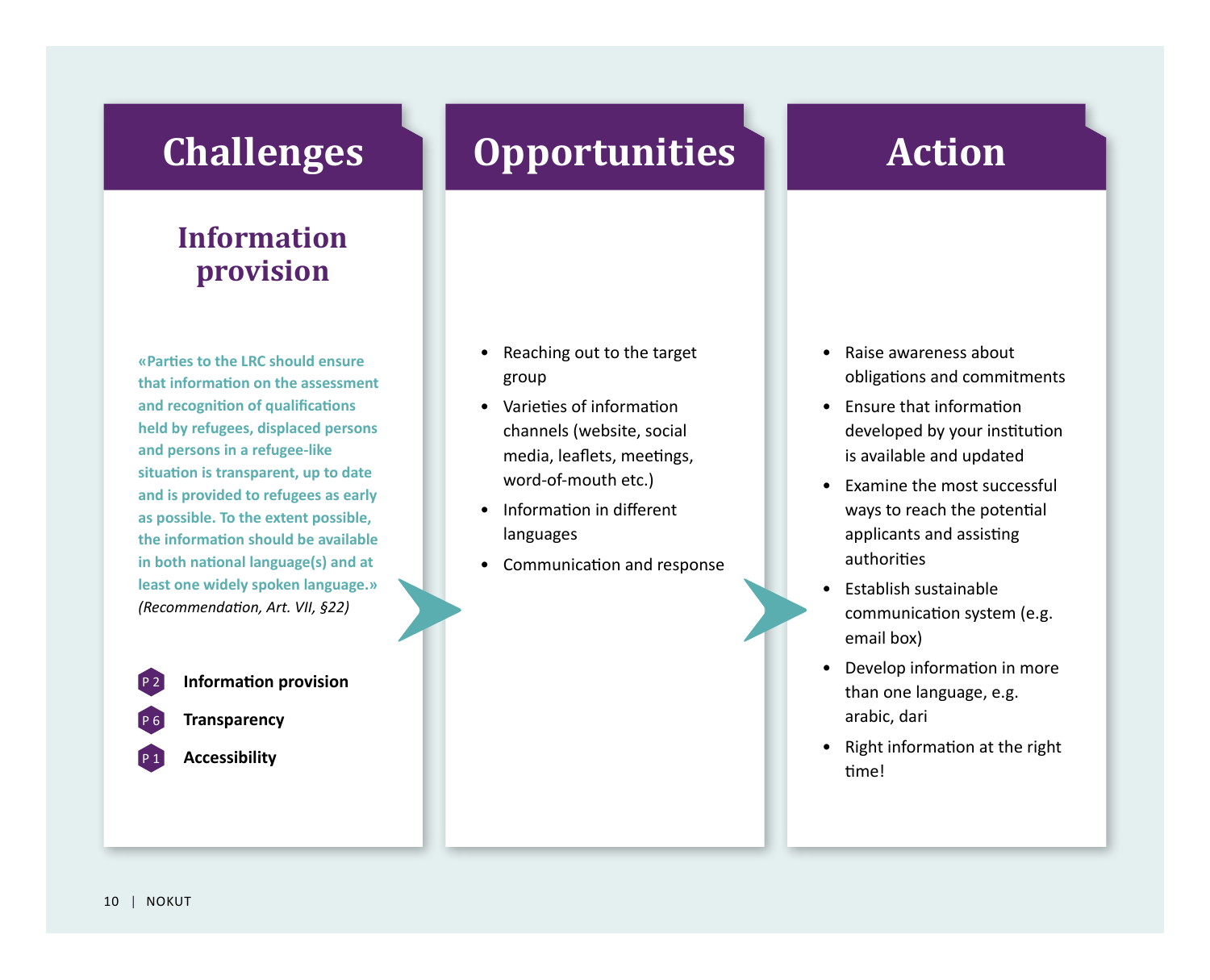## Challenges

### Information provision

**«Parties to the LRC should ensure that information on the assessment and recognition of qualifications held by refugees, displaced persons and persons in a refugee-like situation is transparent, up to date and is provided to refugees as early as possible. To the extent possible, the information should be available in both national language(s) and at least one widely spoken language.»** *(Recommendation, Art. VII, §22)*

- P 2 **Information provision**
- P 6 **Transparency**
- P 1 **Accessibility**

## Opportunities

- Reaching out to the target group
- Varieties of information channels (website, social media, leaflets, meetings, word-of-mouth etc.)
- Information in different languages
- Communication and response

## Action

- Raise awareness about obligations and commitments
- Ensure that information developed by your institution is available and updated
- Examine the most successful ways to reach the potential applicants and assisting authorities
- Establish sustainable communication system (e.g. email box)
- Develop information in more than one language, e.g. arabic, dari
- Right information at the right time!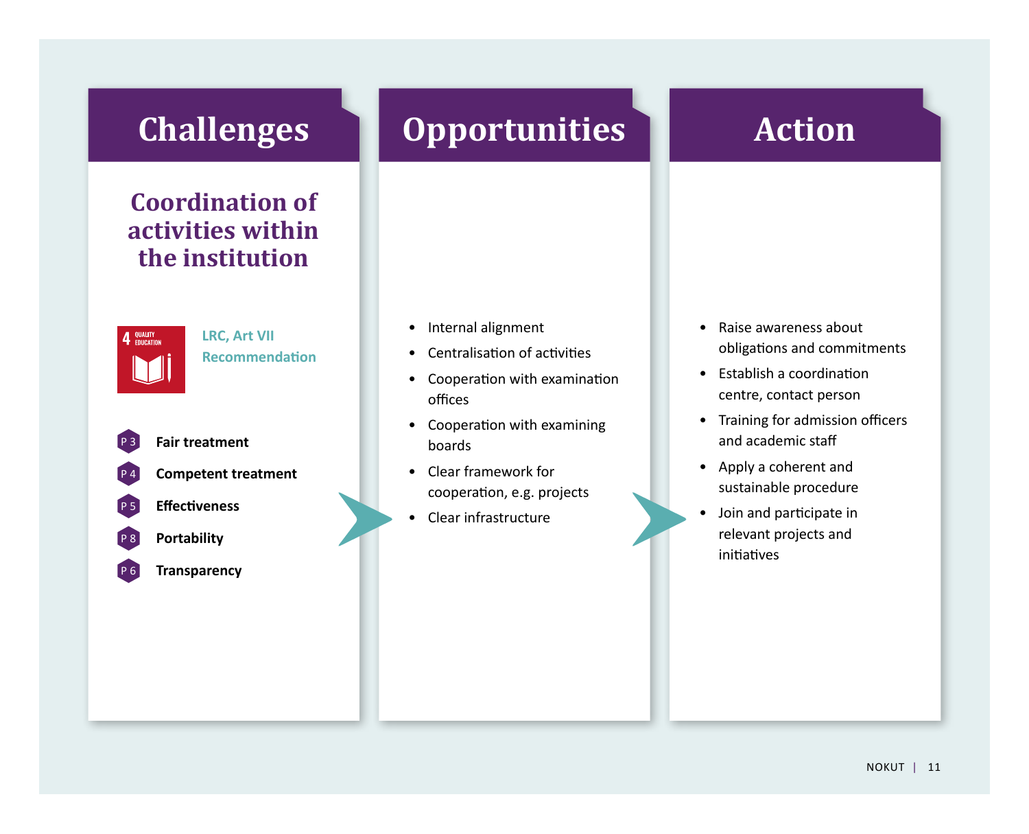## Challenges

### Coordination of activities within the institution

4 QUALITY EDUCATION

LRC, Art VII
Recommendation

- P 3 **Fair treatment**
- P 4 **Competent treatment**
- P 5 **Effectiveness**
- P 8 **Portability**
- P 6 **Transparency**

## Opportunities

- Internal alignment
- Centralisation of activities
- Cooperation with examination offices
- Cooperation with examining boards
- Clear framework for cooperation, e.g. projects
- Clear infrastructure

## Action

- Raise awareness about obligations and commitments
- Establish a coordination centre, contact person
- Training for admission officers and academic staff
- Apply a coherent and sustainable procedure
- Join and participate in relevant projects and initiatives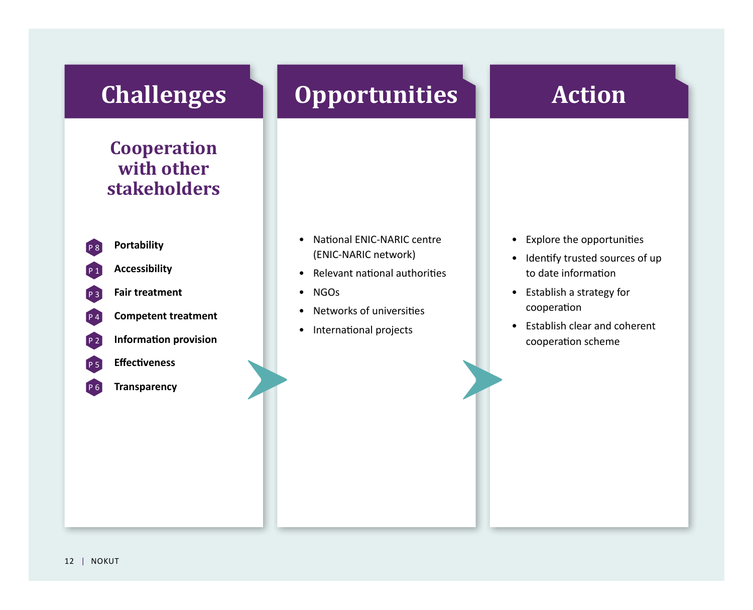## Challenges

### Cooperation with other stakeholders

- P 8 **Portability**
- P 1 **Accessibility**
- P 3 **Fair treatment**
- P 4 **Competent treatment**
- P 2 **Information provision**
- P 5 **Effectiveness**
- P 6 **Transparency**

## Opportunities

- National ENIC-NARIC centre (ENIC-NARIC network)
- Relevant national authorities
- NGOs
- Networks of universities
- International projects

## Action

- Explore the opportunities
- Identify trusted sources of up to date information
- Establish a strategy for cooperation
- Establish clear and coherent cooperation scheme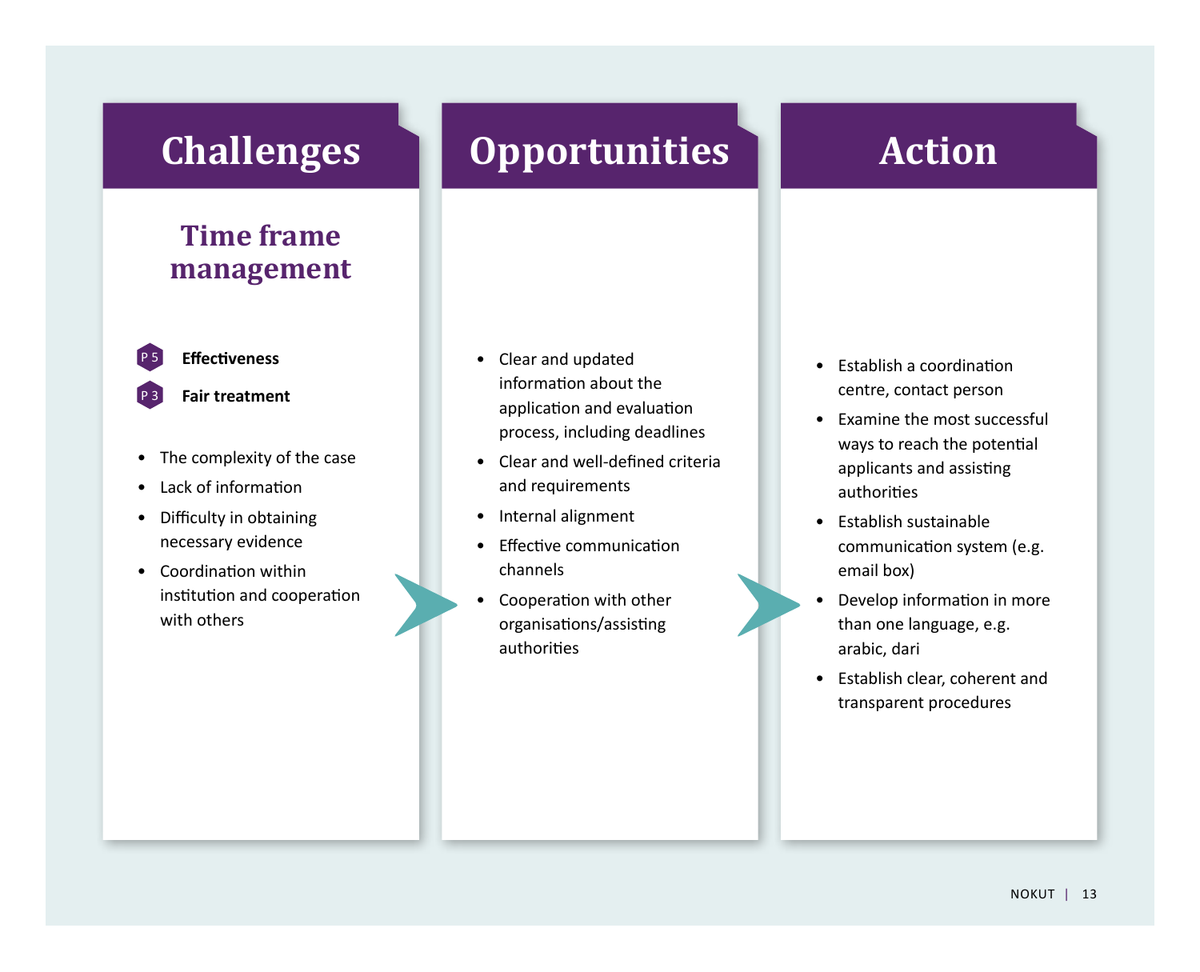## Challenges

### Time frame management

- P 5 **Effectiveness**
- P 3 **Fair treatment**

- The complexity of the case
- Lack of information
- Difficulty in obtaining necessary evidence
- Coordination within institution and cooperation with others

## Opportunities

- Clear and updated information about the application and evaluation process, including deadlines
- Clear and well-defined criteria and requirements
- Internal alignment
- Effective communication channels
- Cooperation with other organisations/assisting authorities

## Action

- Establish a coordination centre, contact person
- Examine the most successful ways to reach the potential applicants and assisting authorities
- Establish sustainable communication system (e.g. email box)
- Develop information in more than one language, e.g. arabic, dari
- Establish clear, coherent and transparent procedures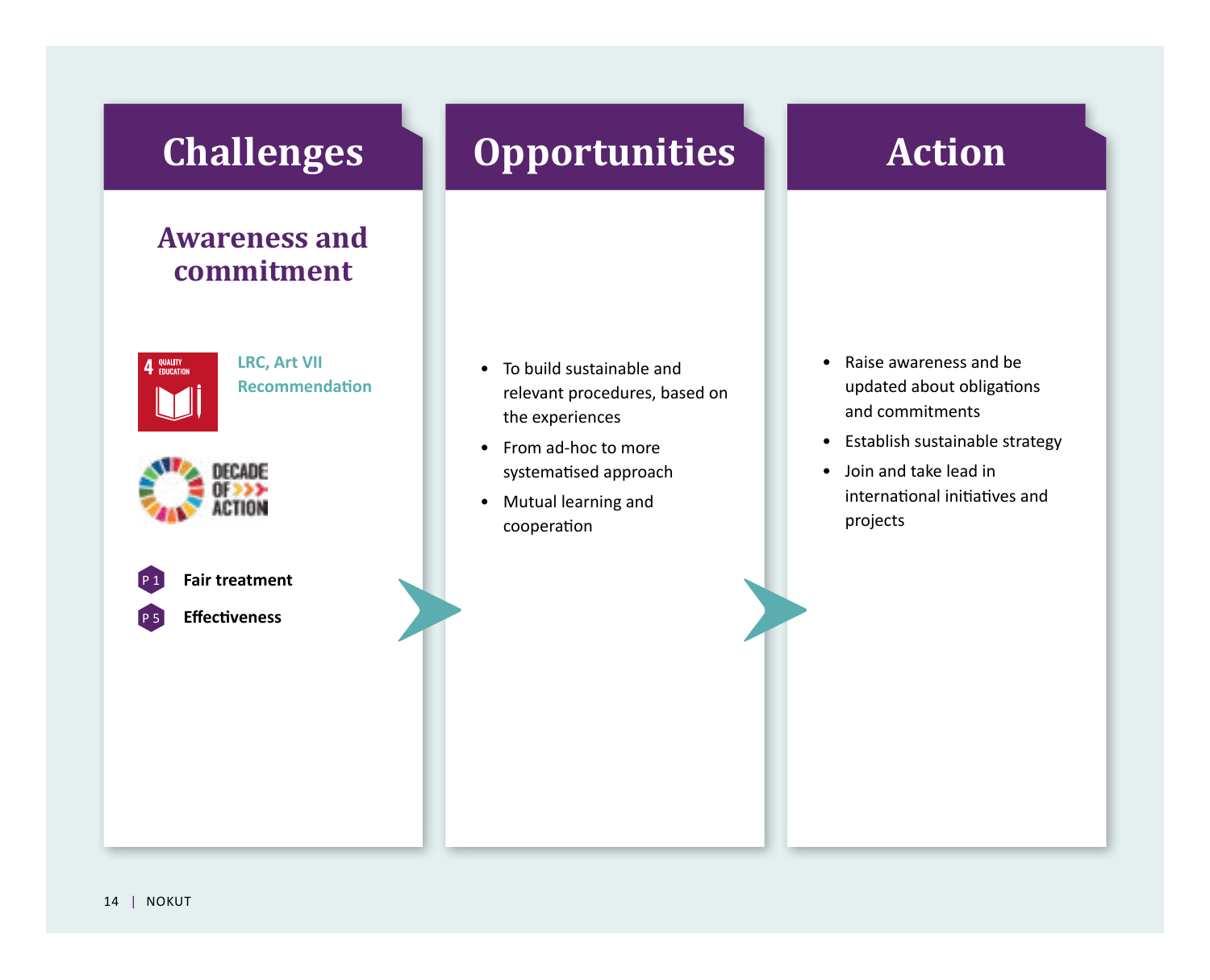## Challenges

### Awareness and commitment

LRC, Art VII
Recommendation

P 1 **Fair treatment**

P 5 **Effectiveness**

## Opportunities

- To build sustainable and relevant procedures, based on the experiences
- From ad-hoc to more systematised approach
- Mutual learning and cooperation

## Action

- Raise awareness and be updated about obligations and commitments
- Establish sustainable strategy
- Join and take lead in international initiatives and projects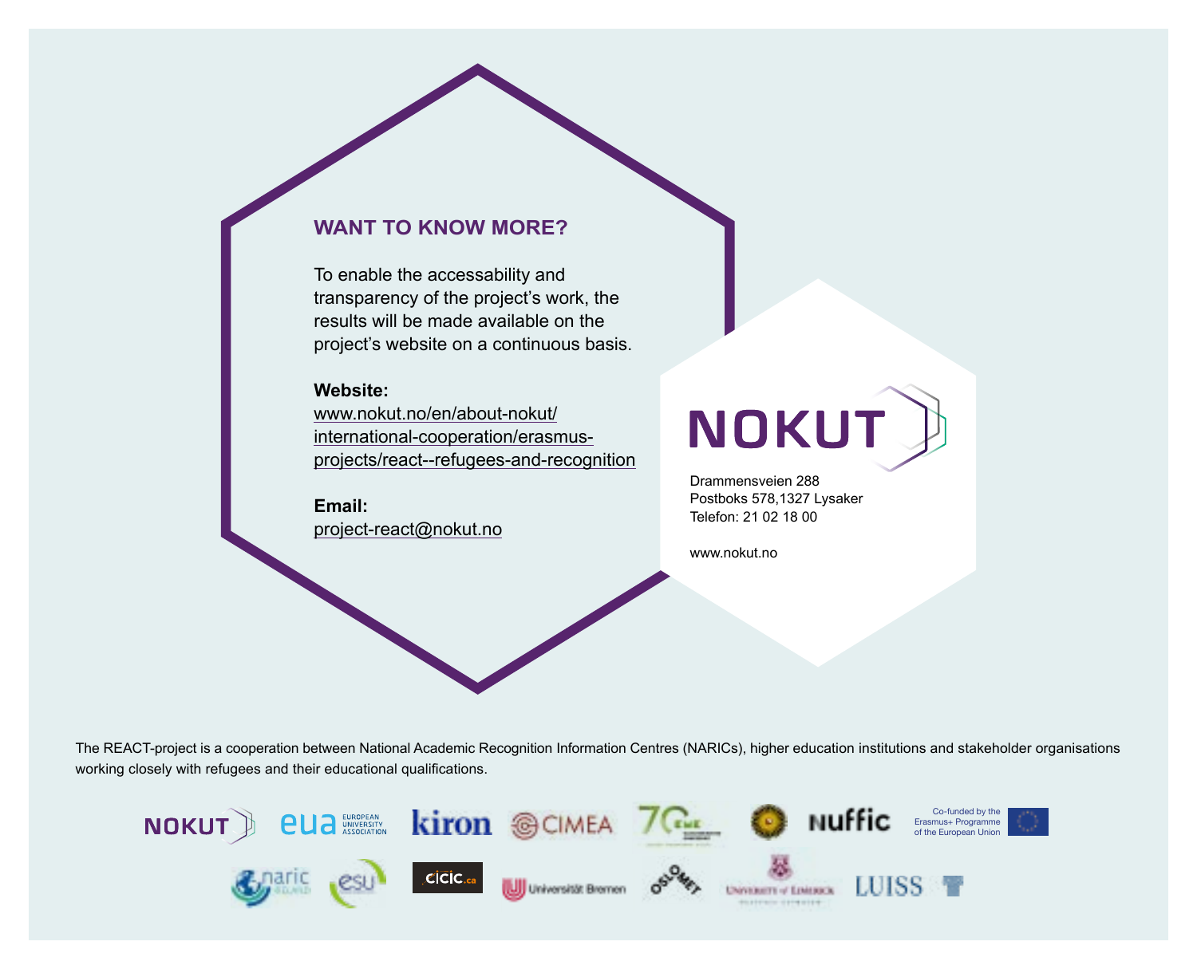## WANT TO KNOW MORE?

To enable the accessability and transparency of the project's work, the results will be made available on the project's website on a continuous basis.

**Website:**
www.nokut.no/en/about-nokut/international-cooperation/erasmus-projects/react--refugees-and-recognition

**Email:**
project-react@nokut.no

NOKUT

Drammensveien 288
Postboks 578,1327 Lysaker
Telefon: 21 02 18 00

www.nokut.no

The REACT-project is a cooperation between National Academic Recognition Information Centres (NARICs), higher education institutions and stakeholder organisations working closely with refugees and their educational qualifications.

Co-funded by the Erasmus+ Programme of the European Union